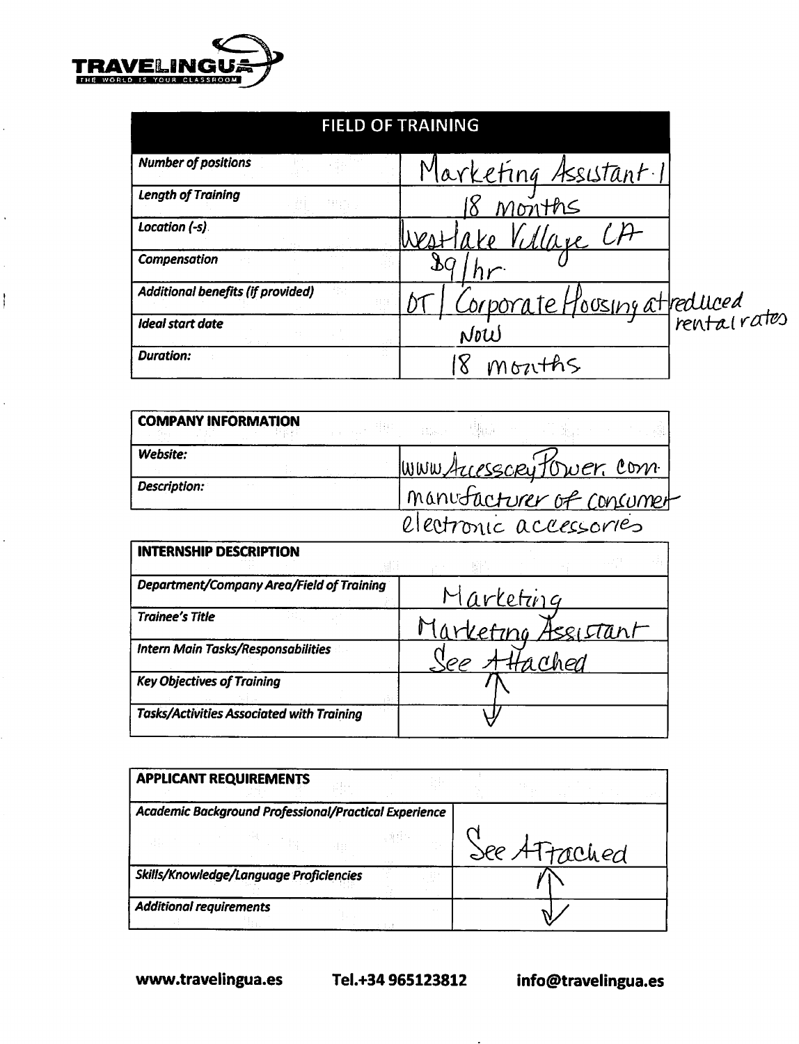TRAVELINGUA
THE WORLD IS YOUR CLASSROOM

| FIELD OF TRAINING | |
|---|---|
| *Number of positions* | Marketing Assistant 1 |
| *Length of Training* | 18 months |
| *Location (-s)* | WestLake Village CA |
| *Compensation* | $9/hr |
| *Additional benefits (if provided)* | OT / Corporate Housing at reduced rental rates |
| *Ideal start date* | Now |
| *Duration:* | 18 months |

| COMPANY INFORMATION | |
|---|---|
| *Website:* | www.AccessoryPower.com |
| *Description:* | manufacturer of consumer electronic accessories |

| INTERNSHIP DESCRIPTION | |
|---|---|
| *Department/Company Area/Field of Training* | Marketing |
| *Trainee's Title* | Marketing Assistant |
| *Intern Main Tasks/Responsabilities* | See Attached |
| *Key Objectives of Training* | ↑ |
| *Tasks/Activities Associated with Training* | ↓ |

| APPLICANT REQUIREMENTS | |
|---|---|
| *Academic Background Professional/Practical Experience* | See Attached |
| *Skills/Knowledge/Language Proficiencies* | ↑ |
| *Additional requirements* | ↓ |

**www.travelingua.es** **Tel.+34 965123812** **info@travelingua.es**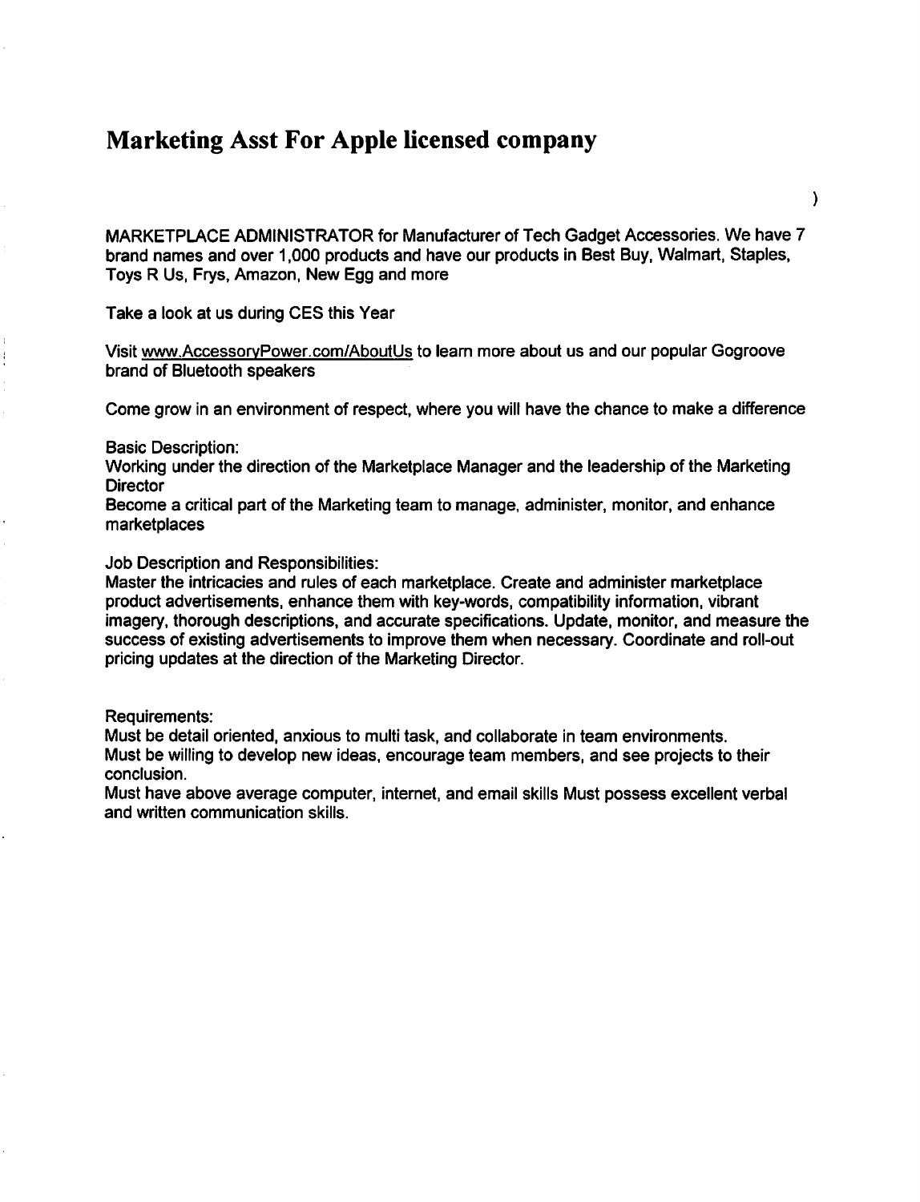# Marketing Asst For Apple licensed company

)

MARKETPLACE ADMINISTRATOR for Manufacturer of Tech Gadget Accessories. We have 7 brand names and over 1,000 products and have our products in Best Buy, Walmart, Staples, Toys R Us, Frys, Amazon, New Egg and more

Take a look at us during CES this Year

Visit www.AccessoryPower.com/AboutUs to learn more about us and our popular Gogroove brand of Bluetooth speakers

Come grow in an environment of respect, where you will have the chance to make a difference

Basic Description:
Working under the direction of the Marketplace Manager and the leadership of the Marketing Director
Become a critical part of the Marketing team to manage, administer, monitor, and enhance marketplaces

Job Description and Responsibilities:
Master the intricacies and rules of each marketplace. Create and administer marketplace product advertisements, enhance them with key-words, compatibility information, vibrant imagery, thorough descriptions, and accurate specifications. Update, monitor, and measure the success of existing advertisements to improve them when necessary. Coordinate and roll-out pricing updates at the direction of the Marketing Director.

Requirements:
Must be detail oriented, anxious to multi task, and collaborate in team environments.
Must be willing to develop new ideas, encourage team members, and see projects to their conclusion.
Must have above average computer, internet, and email skills Must possess excellent verbal and written communication skills.